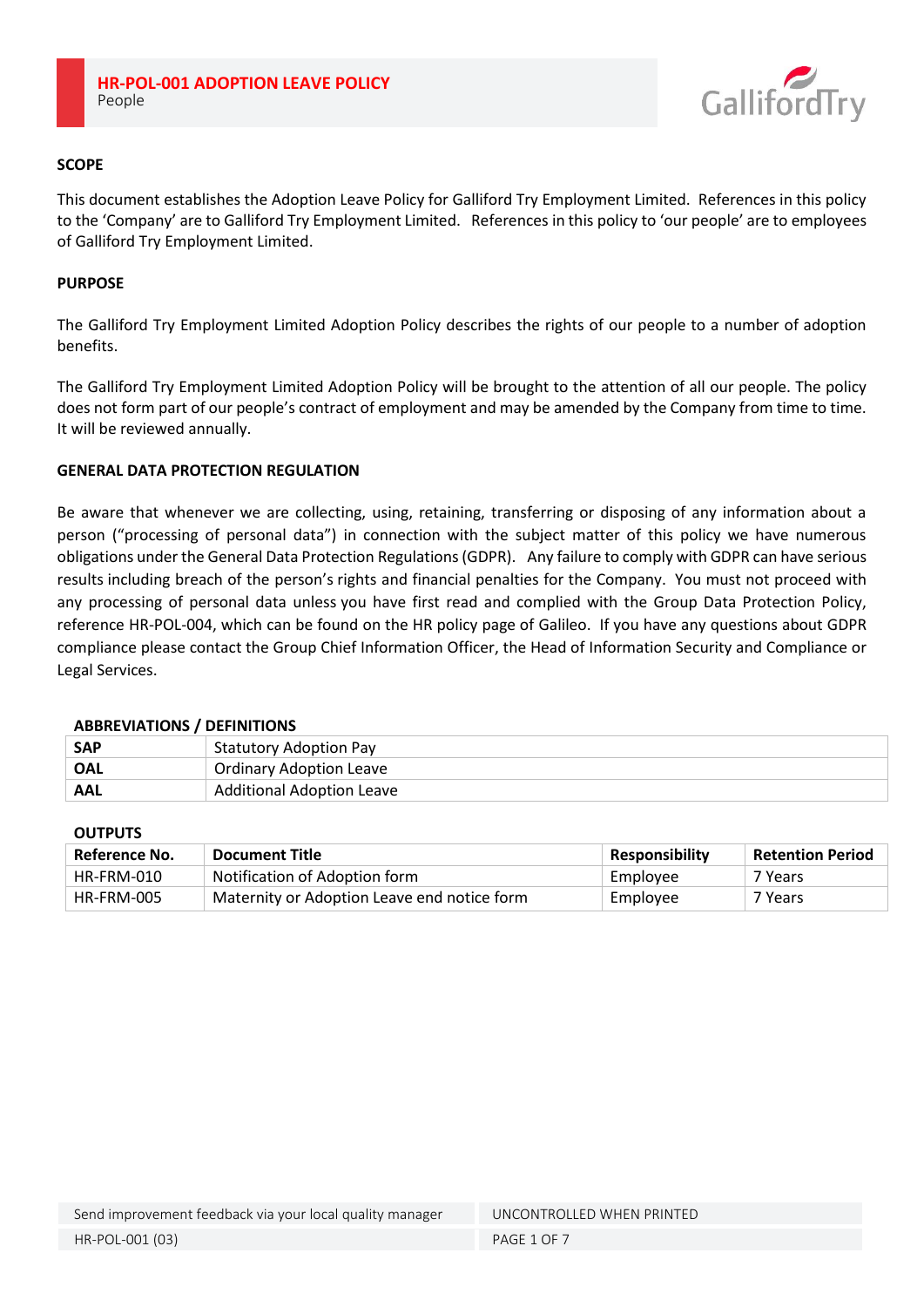# HR-POL-001 ADOPTION LEAVE POLICY

People

## SCOPE

This document establishes the Adoption Leave Policy for Galliford Try Employment Limited. References in this policy to the 'Company' are to Galliford Try Employment Limited. References in this policy to 'our people' are to employees of Galliford Try Employment Limited.

## PURPOSE

The Galliford Try Employment Limited Adoption Policy describes the rights of our people to a number of adoption benefits.

The Galliford Try Employment Limited Adoption Policy will be brought to the attention of all our people. The policy does not form part of our people's contract of employment and may be amended by the Company from time to time. It will be reviewed annually.

## GENERAL DATA PROTECTION REGULATION

Be aware that whenever we are collecting, using, retaining, transferring or disposing of any information about a person ("processing of personal data") in connection with the subject matter of this policy we have numerous obligations under the General Data Protection Regulations (GDPR). Any failure to comply with GDPR can have serious results including breach of the person's rights and financial penalties for the Company. You must not proceed with any processing of personal data unless you have first read and complied with the Group Data Protection Policy, reference HR-POL-004, which can be found on the HR policy page of Galileo. If you have any questions about GDPR compliance please contact the Group Chief Information Officer, the Head of Information Security and Compliance or Legal Services.

**ABBREVIATIONS / DEFINITIONS**

| | |
|---|---|
| **SAP** | Statutory Adoption Pay |
| **OAL** | Ordinary Adoption Leave |
| **AAL** | Additional Adoption Leave |

**OUTPUTS**

| Reference No. | Document Title | Responsibility | Retention Period |
|---|---|---|---|
| HR-FRM-010 | Notification of Adoption form | Employee | 7 Years |
| HR-FRM-005 | Maternity or Adoption Leave end notice form | Employee | 7 Years |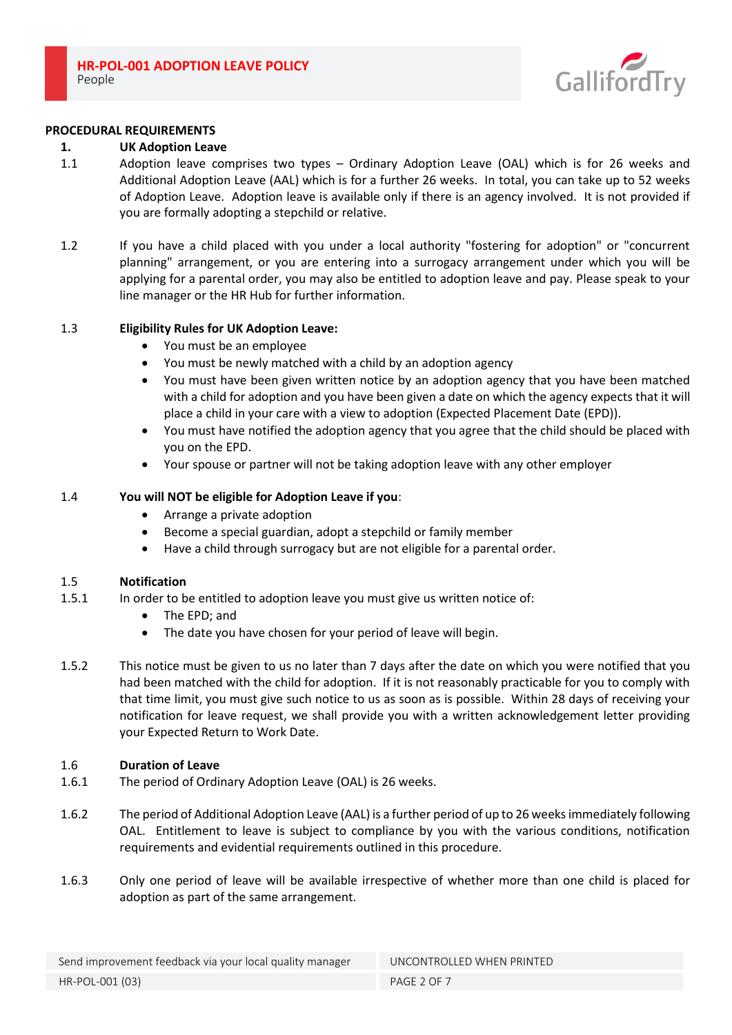## PROCEDURAL REQUIREMENTS

### 1. UK Adoption Leave

1.1 Adoption leave comprises two types – Ordinary Adoption Leave (OAL) which is for 26 weeks and Additional Adoption Leave (AAL) which is for a further 26 weeks. In total, you can take up to 52 weeks of Adoption Leave. Adoption leave is available only if there is an agency involved. It is not provided if you are formally adopting a stepchild or relative.

1.2 If you have a child placed with you under a local authority "fostering for adoption" or "concurrent planning" arrangement, or you are entering into a surrogacy arrangement under which you will be applying for a parental order, you may also be entitled to adoption leave and pay. Please speak to your line manager or the HR Hub for further information.

1.3 **Eligibility Rules for UK Adoption Leave:**

- You must be an employee
- You must be newly matched with a child by an adoption agency
- You must have been given written notice by an adoption agency that you have been matched with a child for adoption and you have been given a date on which the agency expects that it will place a child in your care with a view to adoption (Expected Placement Date (EPD)).
- You must have notified the adoption agency that you agree that the child should be placed with you on the EPD.
- Your spouse or partner will not be taking adoption leave with any other employer

1.4 **You will NOT be eligible for Adoption Leave if you**:

- Arrange a private adoption
- Become a special guardian, adopt a stepchild or family member
- Have a child through surrogacy but are not eligible for a parental order.

1.5 **Notification**

1.5.1 In order to be entitled to adoption leave you must give us written notice of:

- The EPD; and
- The date you have chosen for your period of leave will begin.

1.5.2 This notice must be given to us no later than 7 days after the date on which you were notified that you had been matched with the child for adoption. If it is not reasonably practicable for you to comply with that time limit, you must give such notice to us as soon as is possible. Within 28 days of receiving your notification for leave request, we shall provide you with a written acknowledgement letter providing your Expected Return to Work Date.

1.6 **Duration of Leave**

1.6.1 The period of Ordinary Adoption Leave (OAL) is 26 weeks.

1.6.2 The period of Additional Adoption Leave (AAL) is a further period of up to 26 weeks immediately following OAL. Entitlement to leave is subject to compliance by you with the various conditions, notification requirements and evidential requirements outlined in this procedure.

1.6.3 Only one period of leave will be available irrespective of whether more than one child is placed for adoption as part of the same arrangement.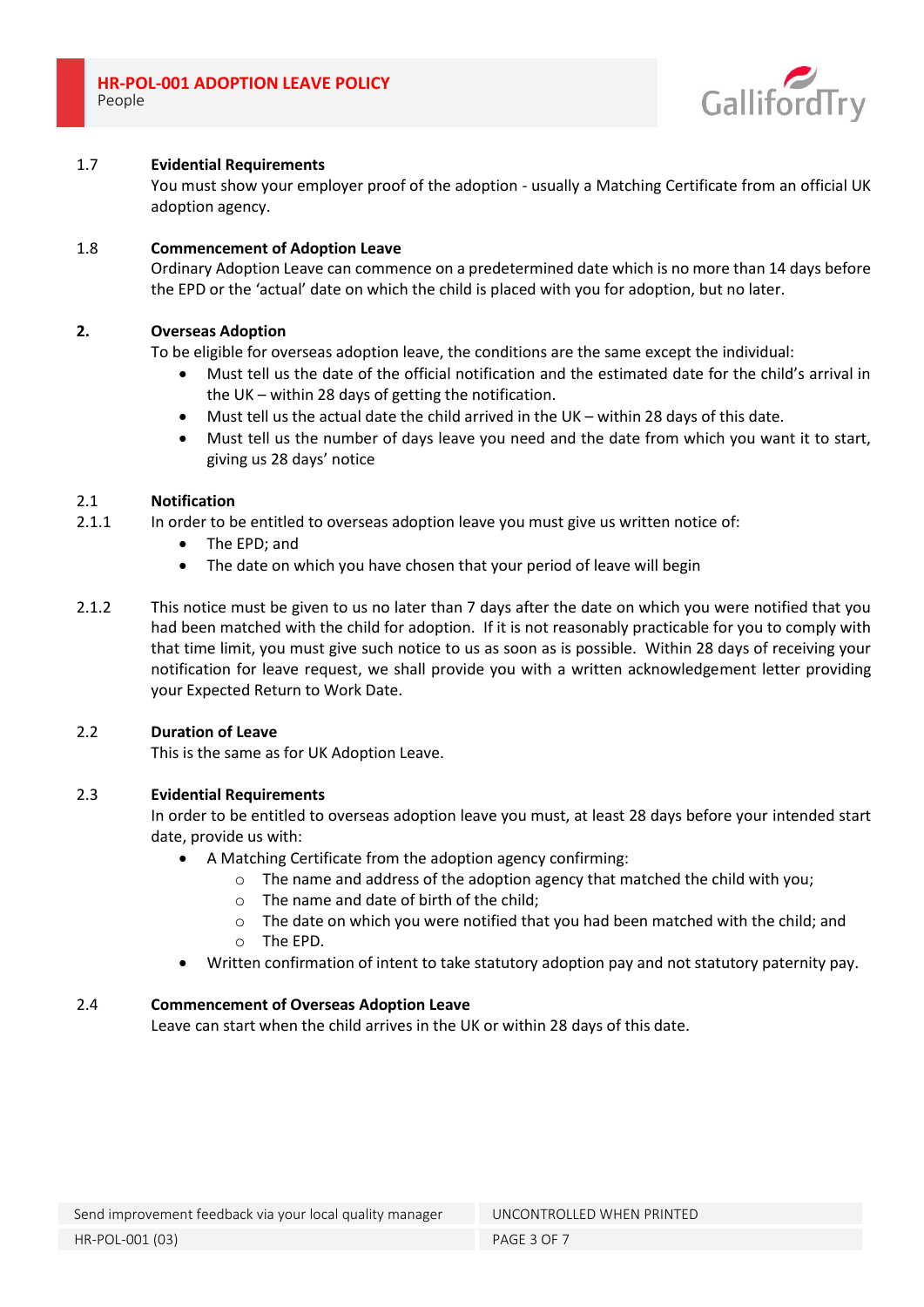### 1.7 Evidential Requirements

You must show your employer proof of the adoption - usually a Matching Certificate from an official UK adoption agency.

### 1.8 Commencement of Adoption Leave

Ordinary Adoption Leave can commence on a predetermined date which is no more than 14 days before the EPD or the 'actual' date on which the child is placed with you for adoption, but no later.

## 2. Overseas Adoption

To be eligible for overseas adoption leave, the conditions are the same except the individual:

- Must tell us the date of the official notification and the estimated date for the child's arrival in the UK – within 28 days of getting the notification.
- Must tell us the actual date the child arrived in the UK – within 28 days of this date.
- Must tell us the number of days leave you need and the date from which you want it to start, giving us 28 days' notice

### 2.1 Notification

2.1.1 In order to be entitled to overseas adoption leave you must give us written notice of:

- The EPD; and
- The date on which you have chosen that your period of leave will begin

2.1.2 This notice must be given to us no later than 7 days after the date on which you were notified that you had been matched with the child for adoption. If it is not reasonably practicable for you to comply with that time limit, you must give such notice to us as soon as is possible. Within 28 days of receiving your notification for leave request, we shall provide you with a written acknowledgement letter providing your Expected Return to Work Date.

### 2.2 Duration of Leave

This is the same as for UK Adoption Leave.

### 2.3 Evidential Requirements

In order to be entitled to overseas adoption leave you must, at least 28 days before your intended start date, provide us with:

- A Matching Certificate from the adoption agency confirming:
  - The name and address of the adoption agency that matched the child with you;
  - The name and date of birth of the child;
  - The date on which you were notified that you had been matched with the child; and
  - The EPD.
- Written confirmation of intent to take statutory adoption pay and not statutory paternity pay.

### 2.4 Commencement of Overseas Adoption Leave

Leave can start when the child arrives in the UK or within 28 days of this date.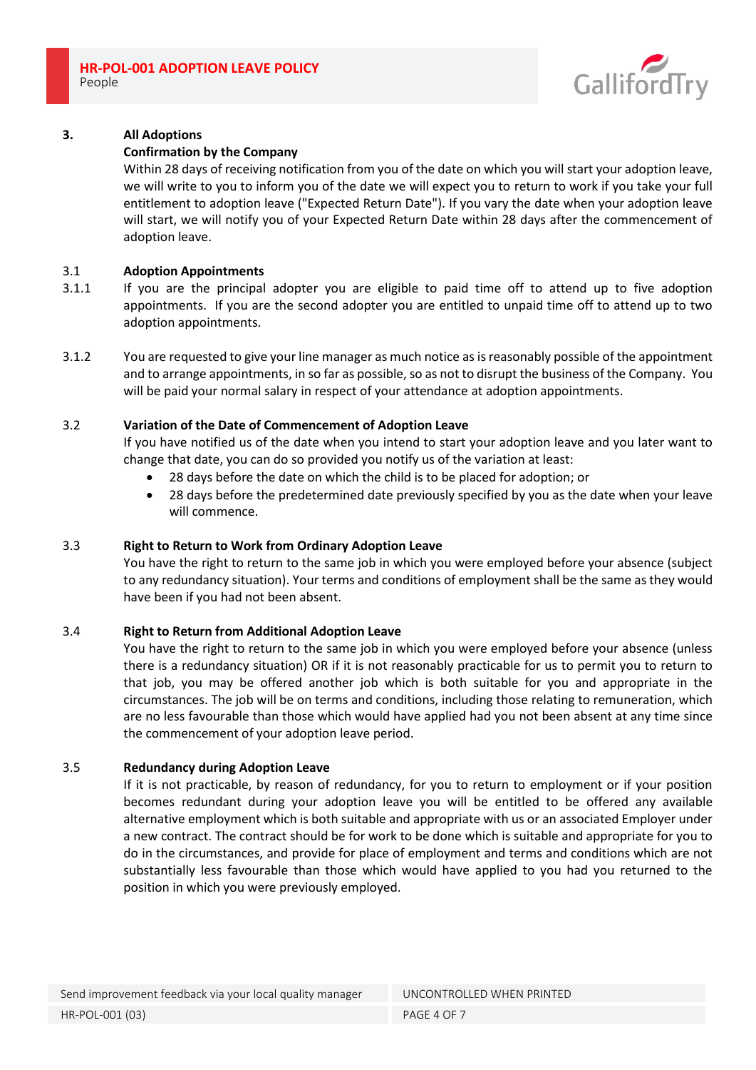## 3. All Adoptions

**Confirmation by the Company**

Within 28 days of receiving notification from you of the date on which you will start your adoption leave, we will write to you to inform you of the date we will expect you to return to work if you take your full entitlement to adoption leave ("Expected Return Date"). If you vary the date when your adoption leave will start, we will notify you of your Expected Return Date within 28 days after the commencement of adoption leave.

### 3.1 Adoption Appointments

3.1.1 If you are the principal adopter you are eligible to paid time off to attend up to five adoption appointments. If you are the second adopter you are entitled to unpaid time off to attend up to two adoption appointments.

3.1.2 You are requested to give your line manager as much notice as is reasonably possible of the appointment and to arrange appointments, in so far as possible, so as not to disrupt the business of the Company. You will be paid your normal salary in respect of your attendance at adoption appointments.

### 3.2 Variation of the Date of Commencement of Adoption Leave

If you have notified us of the date when you intend to start your adoption leave and you later want to change that date, you can do so provided you notify us of the variation at least:

- 28 days before the date on which the child is to be placed for adoption; or
- 28 days before the predetermined date previously specified by you as the date when your leave will commence.

### 3.3 Right to Return to Work from Ordinary Adoption Leave

You have the right to return to the same job in which you were employed before your absence (subject to any redundancy situation). Your terms and conditions of employment shall be the same as they would have been if you had not been absent.

### 3.4 Right to Return from Additional Adoption Leave

You have the right to return to the same job in which you were employed before your absence (unless there is a redundancy situation) OR if it is not reasonably practicable for us to permit you to return to that job, you may be offered another job which is both suitable for you and appropriate in the circumstances. The job will be on terms and conditions, including those relating to remuneration, which are no less favourable than those which would have applied had you not been absent at any time since the commencement of your adoption leave period.

### 3.5 Redundancy during Adoption Leave

If it is not practicable, by reason of redundancy, for you to return to employment or if your position becomes redundant during your adoption leave you will be entitled to be offered any available alternative employment which is both suitable and appropriate with us or an associated Employer under a new contract. The contract should be for work to be done which is suitable and appropriate for you to do in the circumstances, and provide for place of employment and terms and conditions which are not substantially less favourable than those which would have applied to you had you returned to the position in which you were previously employed.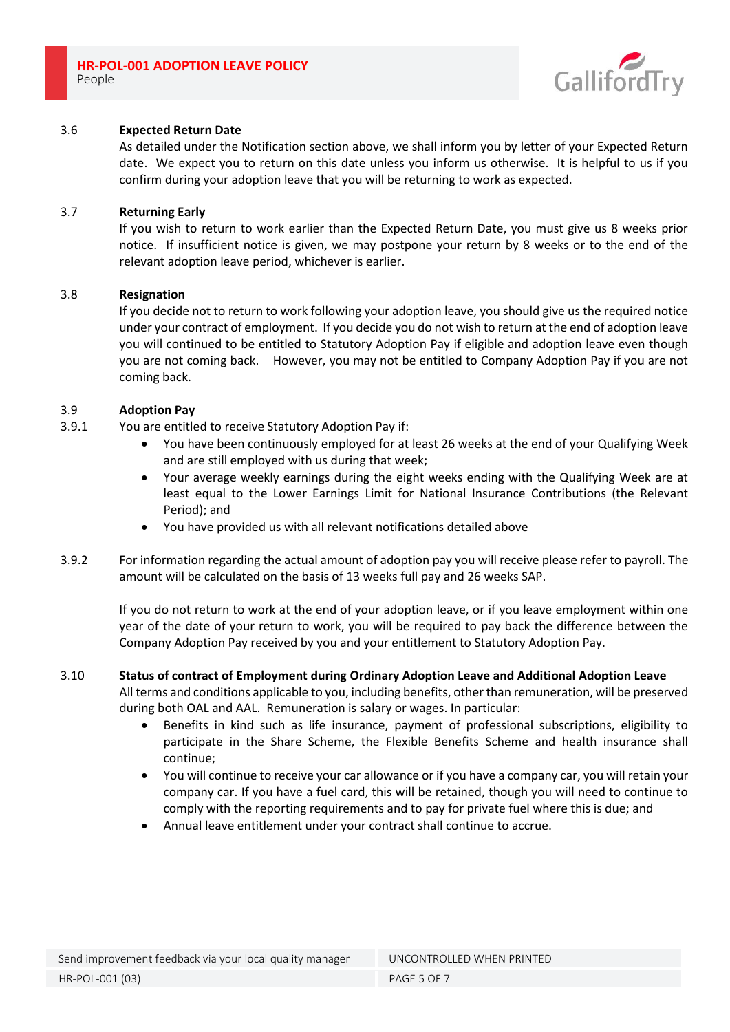### 3.6 Expected Return Date

As detailed under the Notification section above, we shall inform you by letter of your Expected Return date. We expect you to return on this date unless you inform us otherwise. It is helpful to us if you confirm during your adoption leave that you will be returning to work as expected.

### 3.7 Returning Early

If you wish to return to work earlier than the Expected Return Date, you must give us 8 weeks prior notice. If insufficient notice is given, we may postpone your return by 8 weeks or to the end of the relevant adoption leave period, whichever is earlier.

### 3.8 Resignation

If you decide not to return to work following your adoption leave, you should give us the required notice under your contract of employment. If you decide you do not wish to return at the end of adoption leave you will continued to be entitled to Statutory Adoption Pay if eligible and adoption leave even though you are not coming back. However, you may not be entitled to Company Adoption Pay if you are not coming back.

### 3.9 Adoption Pay

3.9.1 You are entitled to receive Statutory Adoption Pay if:

- You have been continuously employed for at least 26 weeks at the end of your Qualifying Week and are still employed with us during that week;
- Your average weekly earnings during the eight weeks ending with the Qualifying Week are at least equal to the Lower Earnings Limit for National Insurance Contributions (the Relevant Period); and
- You have provided us with all relevant notifications detailed above

3.9.2 For information regarding the actual amount of adoption pay you will receive please refer to payroll. The amount will be calculated on the basis of 13 weeks full pay and 26 weeks SAP.

If you do not return to work at the end of your adoption leave, or if you leave employment within one year of the date of your return to work, you will be required to pay back the difference between the Company Adoption Pay received by you and your entitlement to Statutory Adoption Pay.

### 3.10 Status of contract of Employment during Ordinary Adoption Leave and Additional Adoption Leave

All terms and conditions applicable to you, including benefits, other than remuneration, will be preserved during both OAL and AAL. Remuneration is salary or wages. In particular:

- Benefits in kind such as life insurance, payment of professional subscriptions, eligibility to participate in the Share Scheme, the Flexible Benefits Scheme and health insurance shall continue;
- You will continue to receive your car allowance or if you have a company car, you will retain your company car. If you have a fuel card, this will be retained, though you will need to continue to comply with the reporting requirements and to pay for private fuel where this is due; and
- Annual leave entitlement under your contract shall continue to accrue.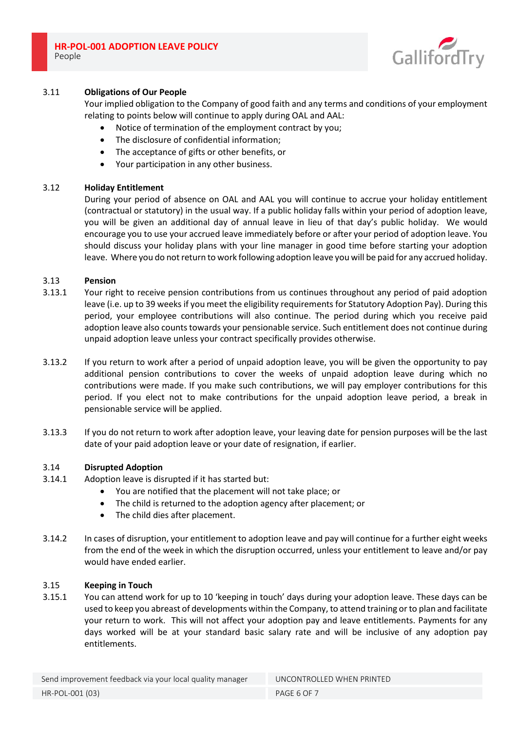### 3.11 Obligations of Our People

Your implied obligation to the Company of good faith and any terms and conditions of your employment relating to points below will continue to apply during OAL and AAL:

- Notice of termination of the employment contract by you;
- The disclosure of confidential information;
- The acceptance of gifts or other benefits, or
- Your participation in any other business.

### 3.12 Holiday Entitlement

During your period of absence on OAL and AAL you will continue to accrue your holiday entitlement (contractual or statutory) in the usual way. If a public holiday falls within your period of adoption leave, you will be given an additional day of annual leave in lieu of that day's public holiday. We would encourage you to use your accrued leave immediately before or after your period of adoption leave. You should discuss your holiday plans with your line manager in good time before starting your adoption leave. Where you do not return to work following adoption leave you will be paid for any accrued holiday.

### 3.13 Pension

3.13.1 Your right to receive pension contributions from us continues throughout any period of paid adoption leave (i.e. up to 39 weeks if you meet the eligibility requirements for Statutory Adoption Pay). During this period, your employee contributions will also continue. The period during which you receive paid adoption leave also counts towards your pensionable service. Such entitlement does not continue during unpaid adoption leave unless your contract specifically provides otherwise.

3.13.2 If you return to work after a period of unpaid adoption leave, you will be given the opportunity to pay additional pension contributions to cover the weeks of unpaid adoption leave during which no contributions were made. If you make such contributions, we will pay employer contributions for this period. If you elect not to make contributions for the unpaid adoption leave period, a break in pensionable service will be applied.

3.13.3 If you do not return to work after adoption leave, your leaving date for pension purposes will be the last date of your paid adoption leave or your date of resignation, if earlier.

### 3.14 Disrupted Adoption

3.14.1 Adoption leave is disrupted if it has started but:

- You are notified that the placement will not take place; or
- The child is returned to the adoption agency after placement; or
- The child dies after placement.

3.14.2 In cases of disruption, your entitlement to adoption leave and pay will continue for a further eight weeks from the end of the week in which the disruption occurred, unless your entitlement to leave and/or pay would have ended earlier.

### 3.15 Keeping in Touch

3.15.1 You can attend work for up to 10 'keeping in touch' days during your adoption leave. These days can be used to keep you abreast of developments within the Company, to attend training or to plan and facilitate your return to work. This will not affect your adoption pay and leave entitlements. Payments for any days worked will be at your standard basic salary rate and will be inclusive of any adoption pay entitlements.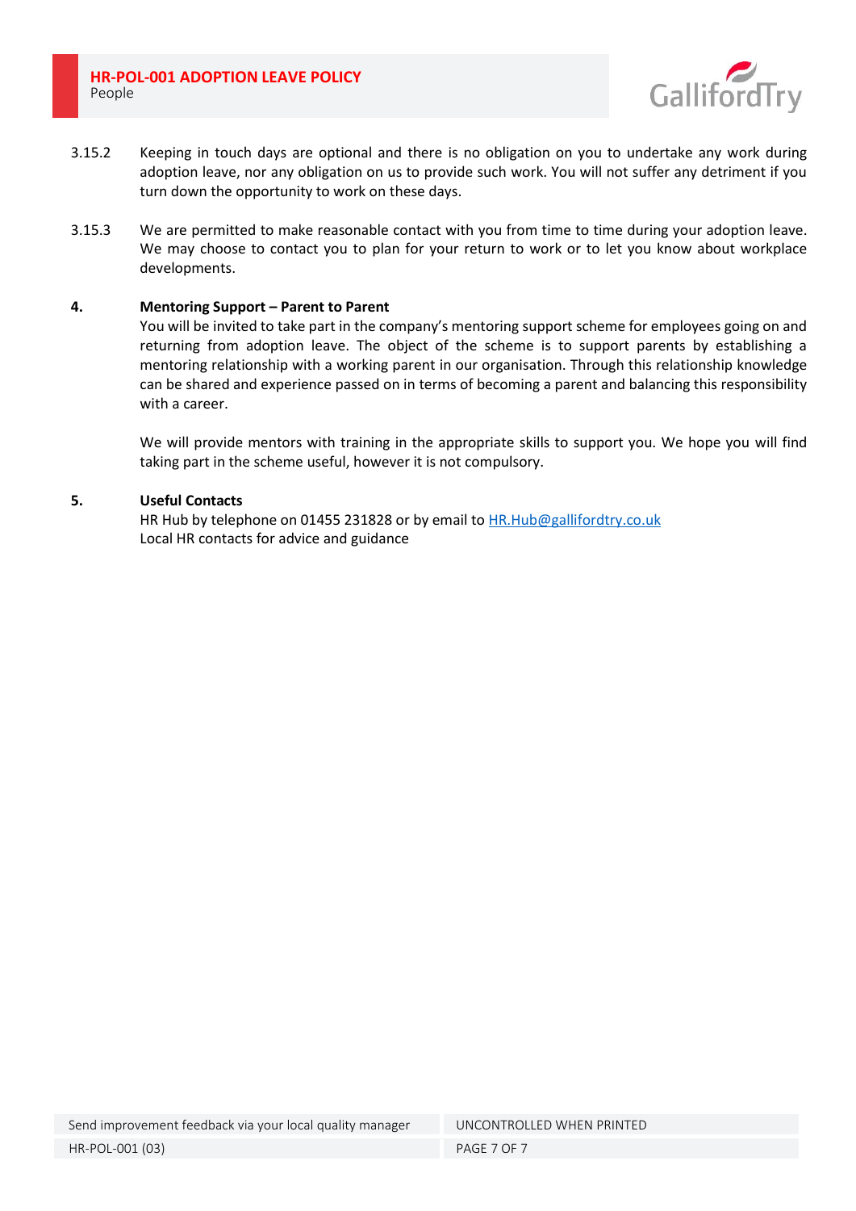3.15.2 Keeping in touch days are optional and there is no obligation on you to undertake any work during adoption leave, nor any obligation on us to provide such work. You will not suffer any detriment if you turn down the opportunity to work on these days.

3.15.3 We are permitted to make reasonable contact with you from time to time during your adoption leave. We may choose to contact you to plan for your return to work or to let you know about workplace developments.

## 4. Mentoring Support – Parent to Parent

You will be invited to take part in the company's mentoring support scheme for employees going on and returning from adoption leave. The object of the scheme is to support parents by establishing a mentoring relationship with a working parent in our organisation. Through this relationship knowledge can be shared and experience passed on in terms of becoming a parent and balancing this responsibility with a career.

We will provide mentors with training in the appropriate skills to support you. We hope you will find taking part in the scheme useful, however it is not compulsory.

## 5. Useful Contacts

HR Hub by telephone on 01455 231828 or by email to HR.Hub@gallifordtry.co.uk
Local HR contacts for advice and guidance